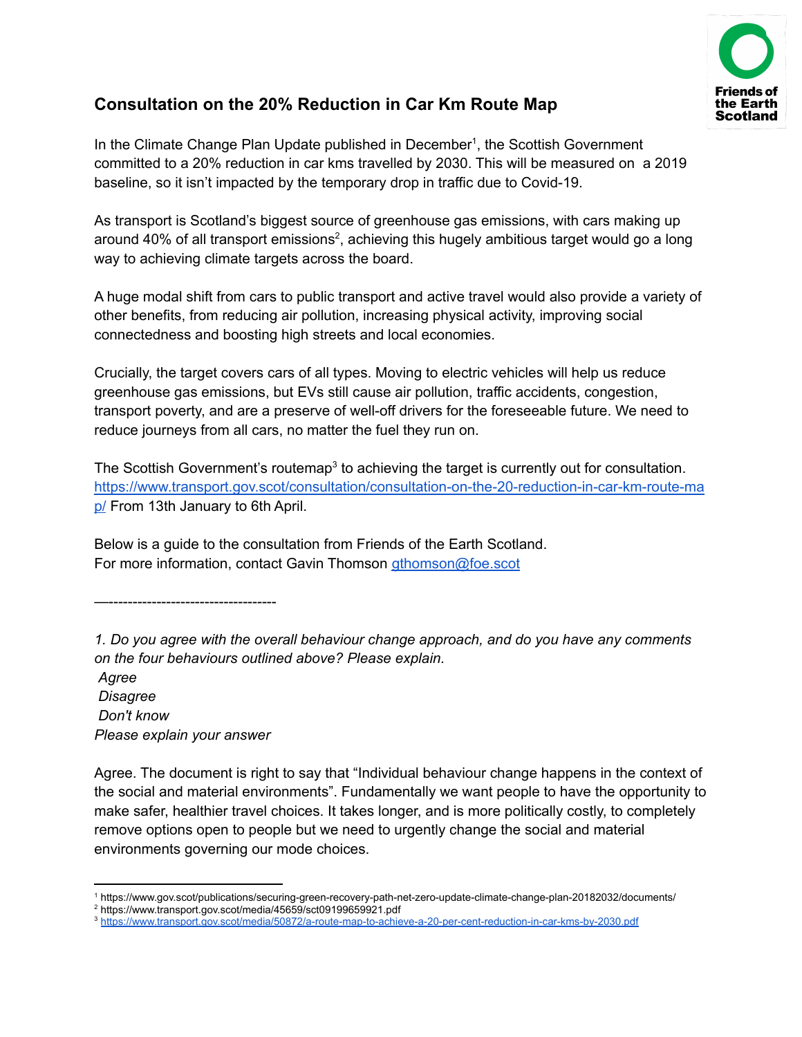## Consultation on the 20% Reduction in Car Km Route Map

In the Climate Change Plan Update published in December[1], the Scottish Government committed to a 20% reduction in car kms travelled by 2030. This will be measured on a 2019 baseline, so it isn't impacted by the temporary drop in traffic due to Covid-19.

As transport is Scotland's biggest source of greenhouse gas emissions, with cars making up around 40% of all transport emissions[2], achieving this hugely ambitious target would go a long way to achieving climate targets across the board.

A huge modal shift from cars to public transport and active travel would also provide a variety of other benefits, from reducing air pollution, increasing physical activity, improving social connectedness and boosting high streets and local economies.

Crucially, the target covers cars of all types. Moving to electric vehicles will help us reduce greenhouse gas emissions, but EVs still cause air pollution, traffic accidents, congestion, transport poverty, and are a preserve of well-off drivers for the foreseeable future. We need to reduce journeys from all cars, no matter the fuel they run on.

The Scottish Government's routemap[3] to achieving the target is currently out for consultation. https://www.transport.gov.scot/consultation/consultation-on-the-20-reduction-in-car-km-route-map/ From 13th January to 6th April.

Below is a guide to the consultation from Friends of the Earth Scotland.
For more information, contact Gavin Thomson gthomson@foe.scot

—-----------------------------------

*1. Do you agree with the overall behaviour change approach, and do you have any comments on the four behaviours outlined above? Please explain.*
*Agree*
*Disagree*
*Don't know*
*Please explain your answer*

Agree. The document is right to say that "Individual behaviour change happens in the context of the social and material environments". Fundamentally we want people to have the opportunity to make safer, healthier travel choices. It takes longer, and is more politically costly, to completely remove options open to people but we need to urgently change the social and material environments governing our mode choices.

---

[1] https://www.gov.scot/publications/securing-green-recovery-path-net-zero-update-climate-change-plan-20182032/documents/
[2] https://www.transport.gov.scot/media/45659/sct09199659921.pdf
[3] https://www.transport.gov.scot/media/50872/a-route-map-to-achieve-a-20-per-cent-reduction-in-car-kms-by-2030.pdf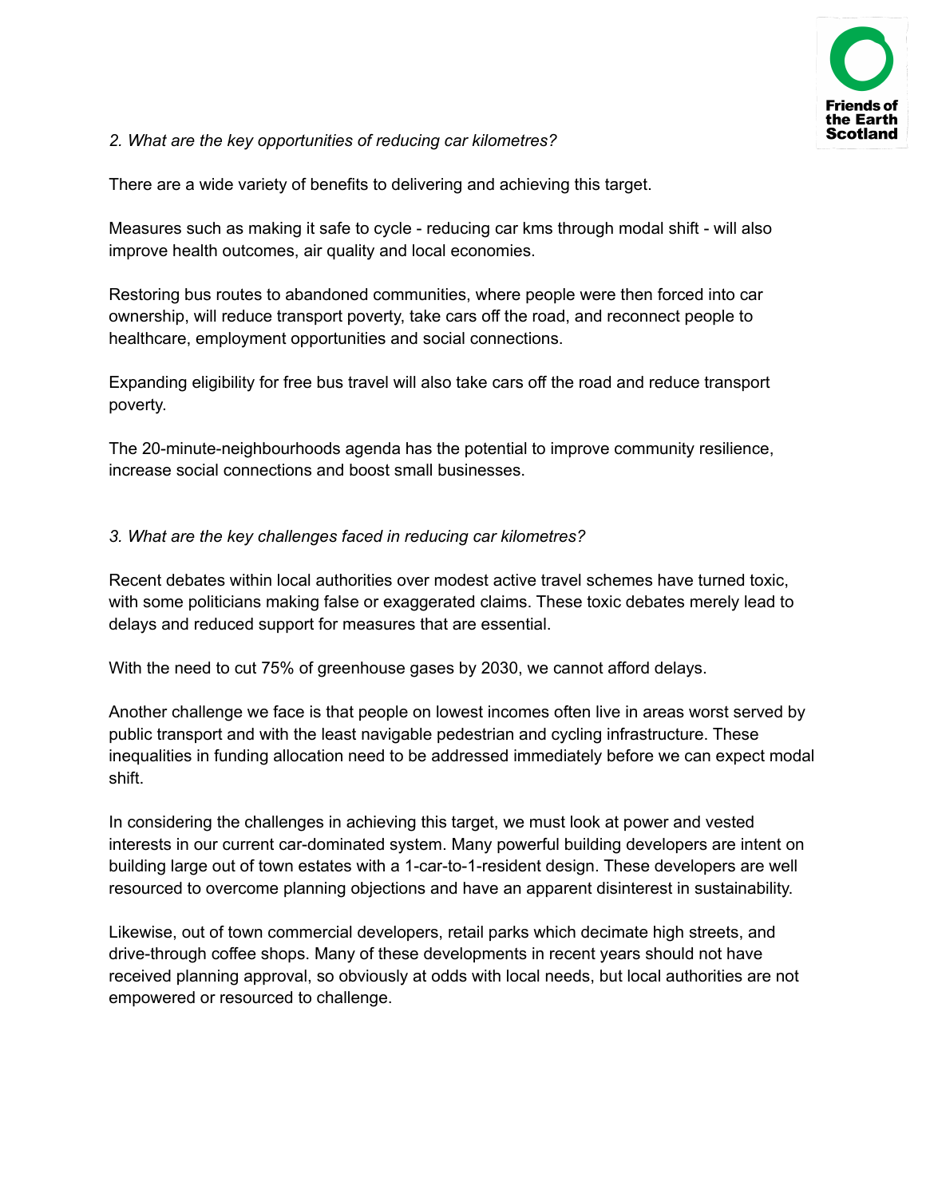*2. What are the key opportunities of reducing car kilometres?*

There are a wide variety of benefits to delivering and achieving this target.

Measures such as making it safe to cycle - reducing car kms through modal shift - will also improve health outcomes, air quality and local economies.

Restoring bus routes to abandoned communities, where people were then forced into car ownership, will reduce transport poverty, take cars off the road, and reconnect people to healthcare, employment opportunities and social connections.

Expanding eligibility for free bus travel will also take cars off the road and reduce transport poverty.

The 20-minute-neighbourhoods agenda has the potential to improve community resilience, increase social connections and boost small businesses.

*3. What are the key challenges faced in reducing car kilometres?*

Recent debates within local authorities over modest active travel schemes have turned toxic, with some politicians making false or exaggerated claims. These toxic debates merely lead to delays and reduced support for measures that are essential.

With the need to cut 75% of greenhouse gases by 2030, we cannot afford delays.

Another challenge we face is that people on lowest incomes often live in areas worst served by public transport and with the least navigable pedestrian and cycling infrastructure. These inequalities in funding allocation need to be addressed immediately before we can expect modal shift.

In considering the challenges in achieving this target, we must look at power and vested interests in our current car-dominated system. Many powerful building developers are intent on building large out of town estates with a 1-car-to-1-resident design. These developers are well resourced to overcome planning objections and have an apparent disinterest in sustainability.

Likewise, out of town commercial developers, retail parks which decimate high streets, and drive-through coffee shops. Many of these developments in recent years should not have received planning approval, so obviously at odds with local needs, but local authorities are not empowered or resourced to challenge.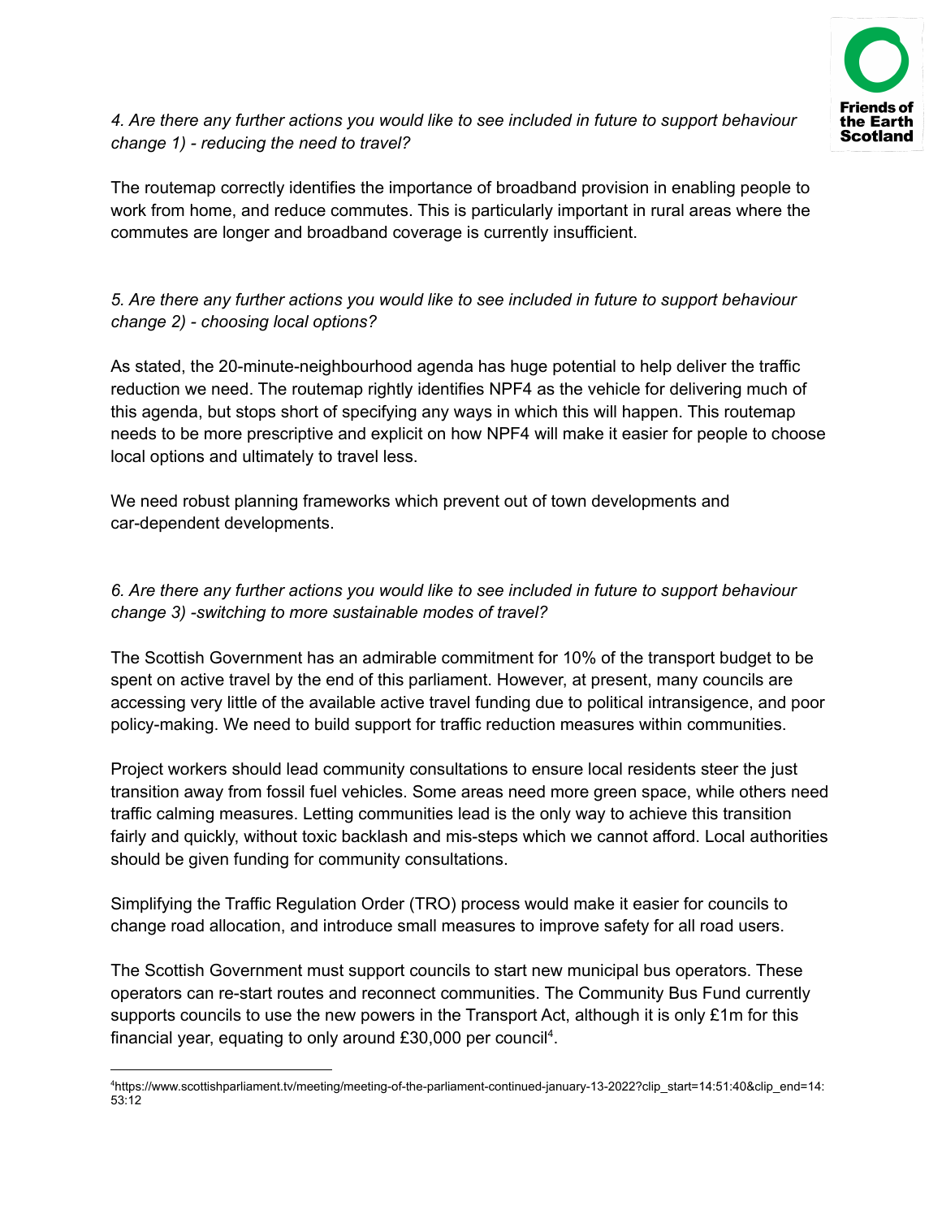*4. Are there any further actions you would like to see included in future to support behaviour change 1) - reducing the need to travel?*

The routemap correctly identifies the importance of broadband provision in enabling people to work from home, and reduce commutes. This is particularly important in rural areas where the commutes are longer and broadband coverage is currently insufficient.

*5. Are there any further actions you would like to see included in future to support behaviour change 2) - choosing local options?*

As stated, the 20-minute-neighbourhood agenda has huge potential to help deliver the traffic reduction we need. The routemap rightly identifies NPF4 as the vehicle for delivering much of this agenda, but stops short of specifying any ways in which this will happen. This routemap needs to be more prescriptive and explicit on how NPF4 will make it easier for people to choose local options and ultimately to travel less.

We need robust planning frameworks which prevent out of town developments and car-dependent developments.

*6. Are there any further actions you would like to see included in future to support behaviour change 3) -switching to more sustainable modes of travel?*

The Scottish Government has an admirable commitment for 10% of the transport budget to be spent on active travel by the end of this parliament. However, at present, many councils are accessing very little of the available active travel funding due to political intransigence, and poor policy-making. We need to build support for traffic reduction measures within communities.

Project workers should lead community consultations to ensure local residents steer the just transition away from fossil fuel vehicles. Some areas need more green space, while others need traffic calming measures. Letting communities lead is the only way to achieve this transition fairly and quickly, without toxic backlash and mis-steps which we cannot afford. Local authorities should be given funding for community consultations.

Simplifying the Traffic Regulation Order (TRO) process would make it easier for councils to change road allocation, and introduce small measures to improve safety for all road users.

The Scottish Government must support councils to start new municipal bus operators. These operators can re-start routes and reconnect communities. The Community Bus Fund currently supports councils to use the new powers in the Transport Act, although it is only £1m for this financial year, equating to only around £30,000 per council[4].

---

[4]https://www.scottishparliament.tv/meeting/meeting-of-the-parliament-continued-january-13-2022?clip_start=14:51:40&clip_end=14:53:12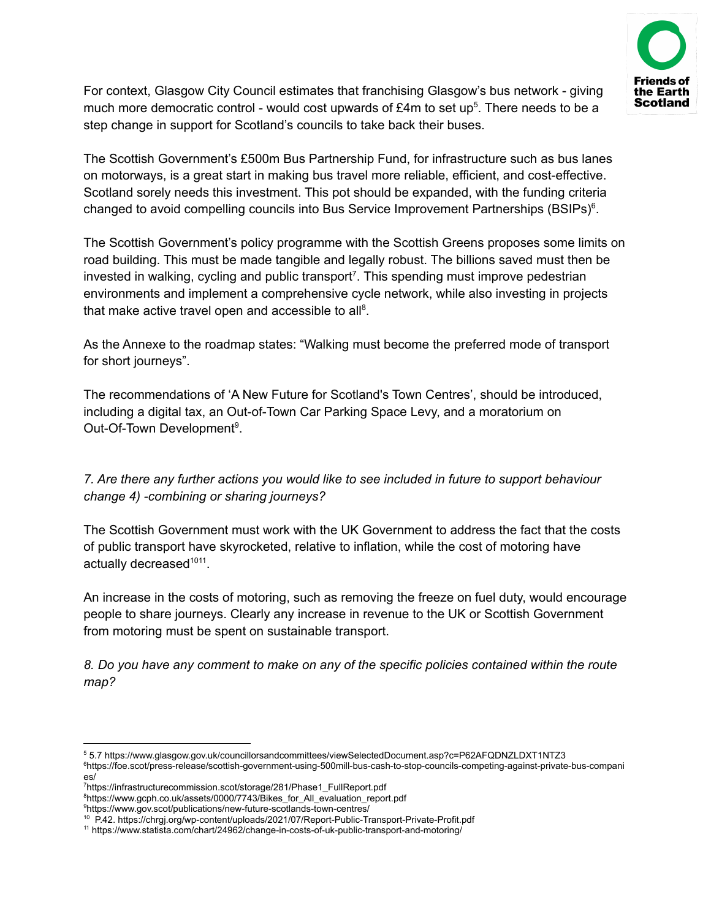For context, Glasgow City Council estimates that franchising Glasgow's bus network - giving much more democratic control - would cost upwards of £4m to set up[5]. There needs to be a step change in support for Scotland's councils to take back their buses.

The Scottish Government's £500m Bus Partnership Fund, for infrastructure such as bus lanes on motorways, is a great start in making bus travel more reliable, efficient, and cost-effective. Scotland sorely needs this investment. This pot should be expanded, with the funding criteria changed to avoid compelling councils into Bus Service Improvement Partnerships (BSIPs)[6].

The Scottish Government's policy programme with the Scottish Greens proposes some limits on road building. This must be made tangible and legally robust. The billions saved must then be invested in walking, cycling and public transport[7]. This spending must improve pedestrian environments and implement a comprehensive cycle network, while also investing in projects that make active travel open and accessible to all[8].

As the Annexe to the roadmap states: "Walking must become the preferred mode of transport for short journeys".

The recommendations of 'A New Future for Scotland's Town Centres', should be introduced, including a digital tax, an Out-of-Town Car Parking Space Levy, and a moratorium on Out-Of-Town Development[9].

*7. Are there any further actions you would like to see included in future to support behaviour change 4) -combining or sharing journeys?*

The Scottish Government must work with the UK Government to address the fact that the costs of public transport have skyrocketed, relative to inflation, while the cost of motoring have actually decreased[10][11].

An increase in the costs of motoring, such as removing the freeze on fuel duty, would encourage people to share journeys. Clearly any increase in revenue to the UK or Scottish Government from motoring must be spent on sustainable transport.

*8. Do you have any comment to make on any of the specific policies contained within the route map?*

---

[5] 5.7 https://www.glasgow.gov.uk/councillorsandcommittees/viewSelectedDocument.asp?c=P62AFQDNZLDXT1NTZ3

[6] https://foe.scot/press-release/scottish-government-using-500mill-bus-cash-to-stop-councils-competing-against-private-bus-companies/

[7] https://infrastructurecommission.scot/storage/281/Phase1_FullReport.pdf

[8] https://www.gcph.co.uk/assets/0000/7743/Bikes_for_All_evaluation_report.pdf

[9] https://www.gov.scot/publications/new-future-scotlands-town-centres/

[10] P.42. https://chrgj.org/wp-content/uploads/2021/07/Report-Public-Transport-Private-Profit.pdf

[11] https://www.statista.com/chart/24962/change-in-costs-of-uk-public-transport-and-motoring/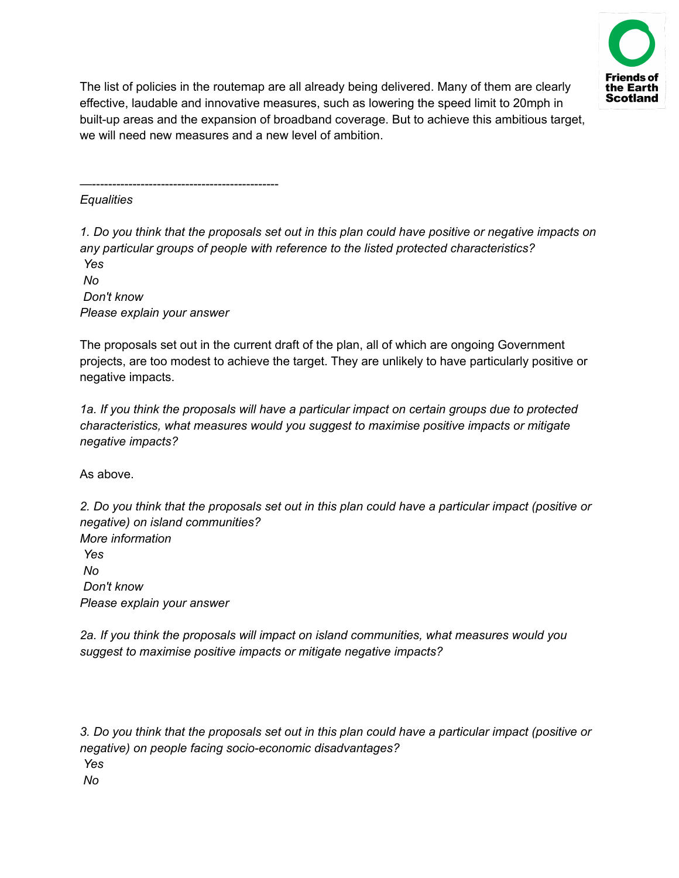The list of policies in the routemap are all already being delivered. Many of them are clearly effective, laudable and innovative measures, such as lowering the speed limit to 20mph in built-up areas and the expansion of broadband coverage. But to achieve this ambitious target, we will need new measures and a new level of ambition.

—----------------------------------------------

*Equalities*

*1. Do you think that the proposals set out in this plan could have positive or negative impacts on any particular groups of people with reference to the listed protected characteristics?*
*Yes*
*No*
*Don't know*
*Please explain your answer*

The proposals set out in the current draft of the plan, all of which are ongoing Government projects, are too modest to achieve the target. They are unlikely to have particularly positive or negative impacts.

*1a. If you think the proposals will have a particular impact on certain groups due to protected characteristics, what measures would you suggest to maximise positive impacts or mitigate negative impacts?*

As above.

*2. Do you think that the proposals set out in this plan could have a particular impact (positive or negative) on island communities?*
*More information*
*Yes*
*No*
*Don't know*
*Please explain your answer*

*2a. If you think the proposals will impact on island communities, what measures would you suggest to maximise positive impacts or mitigate negative impacts?*

*3. Do you think that the proposals set out in this plan could have a particular impact (positive or negative) on people facing socio-economic disadvantages?*
*Yes*
*No*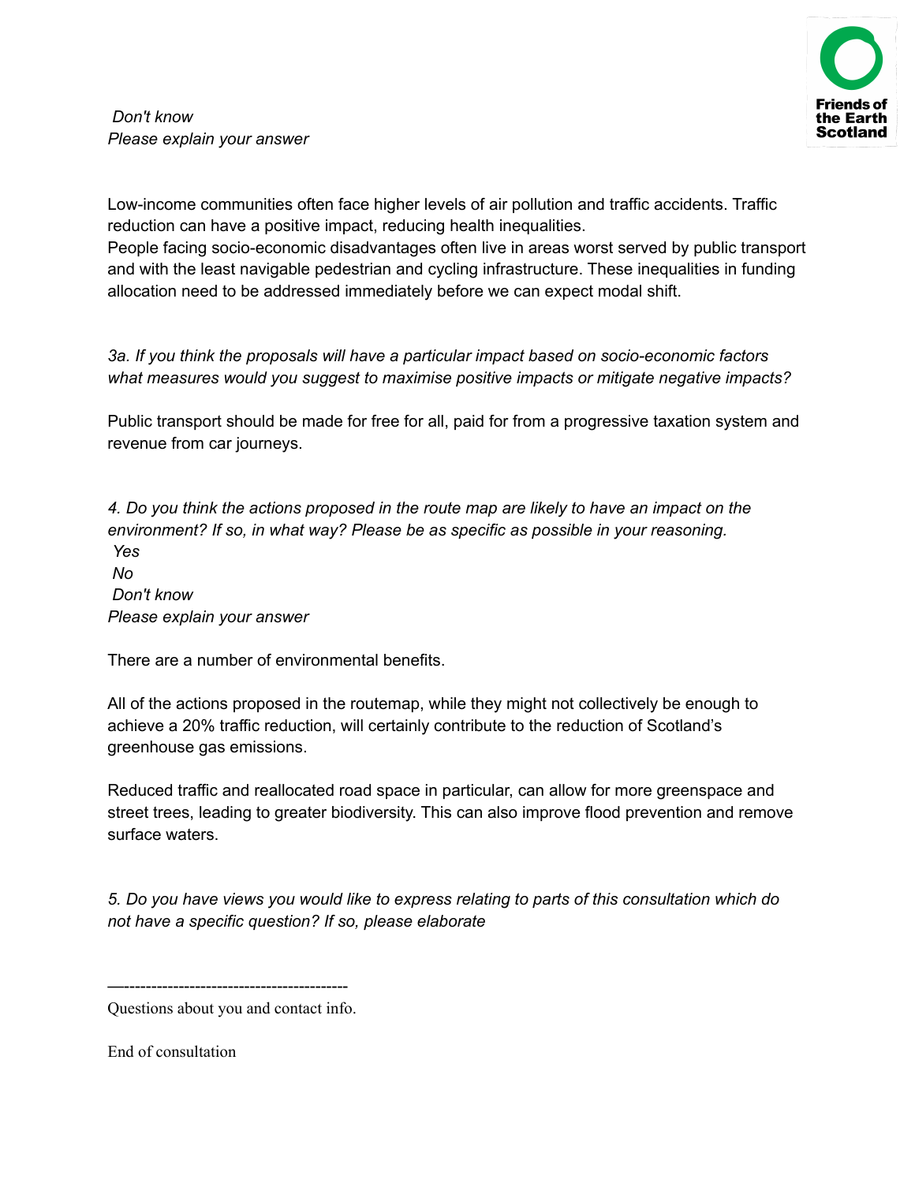*Don't know*
*Please explain your answer*

Low-income communities often face higher levels of air pollution and traffic accidents. Traffic reduction can have a positive impact, reducing health inequalities.
People facing socio-economic disadvantages often live in areas worst served by public transport and with the least navigable pedestrian and cycling infrastructure. These inequalities in funding allocation need to be addressed immediately before we can expect modal shift.

*3a. If you think the proposals will have a particular impact based on socio-economic factors what measures would you suggest to maximise positive impacts or mitigate negative impacts?*

Public transport should be made for free for all, paid for from a progressive taxation system and revenue from car journeys.

*4. Do you think the actions proposed in the route map are likely to have an impact on the environment? If so, in what way? Please be as specific as possible in your reasoning.*
*Yes*
*No*
*Don't know*
*Please explain your answer*

There are a number of environmental benefits.

All of the actions proposed in the routemap, while they might not collectively be enough to achieve a 20% traffic reduction, will certainly contribute to the reduction of Scotland's greenhouse gas emissions.

Reduced traffic and reallocated road space in particular, can allow for more greenspace and street trees, leading to greater biodiversity. This can also improve flood prevention and remove surface waters.

*5. Do you have views you would like to express relating to parts of this consultation which do not have a specific question? If so, please elaborate*

---

Questions about you and contact info.

End of consultation